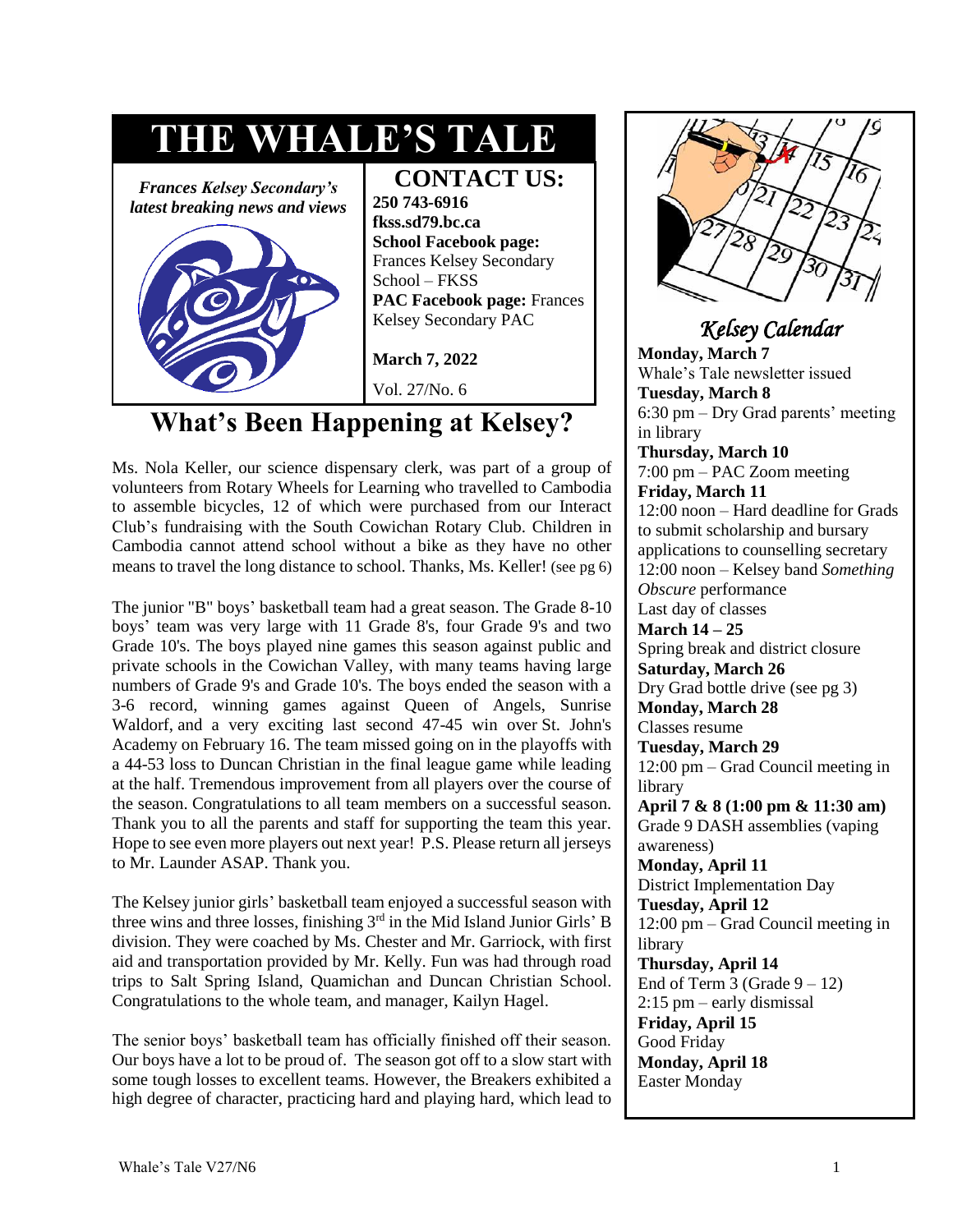# THE WHALE'S TALE

*Frances Kelsey Secondary's latest breaking news and views*

## CONTACT US:

**250 743-6916**
**fkss.sd79.bc.ca**
**School Facebook page:** Frances Kelsey Secondary School – FKSS
**PAC Facebook page:** Frances Kelsey Secondary PAC

**March 7, 2022**

Vol. 27/No. 6

## What's Been Happening at Kelsey?

Ms. Nola Keller, our science dispensary clerk, was part of a group of volunteers from Rotary Wheels for Learning who travelled to Cambodia to assemble bicycles, 12 of which were purchased from our Interact Club's fundraising with the South Cowichan Rotary Club. Children in Cambodia cannot attend school without a bike as they have no other means to travel the long distance to school. Thanks, Ms. Keller! (see pg 6)

The junior "B" boys' basketball team had a great season. The Grade 8-10 boys' team was very large with 11 Grade 8's, four Grade 9's and two Grade 10's. The boys played nine games this season against public and private schools in the Cowichan Valley, with many teams having large numbers of Grade 9's and Grade 10's. The boys ended the season with a 3-6 record, winning games against Queen of Angels, Sunrise Waldorf, and a very exciting last second 47-45 win over St. John's Academy on February 16. The team missed going on in the playoffs with a 44-53 loss to Duncan Christian in the final league game while leading at the half. Tremendous improvement from all players over the course of the season. Congratulations to all team members on a successful season. Thank you to all the parents and staff for supporting the team this year. Hope to see even more players out next year! P.S. Please return all jerseys to Mr. Launder ASAP. Thank you.

The Kelsey junior girls' basketball team enjoyed a successful season with three wins and three losses, finishing 3rd in the Mid Island Junior Girls' B division. They were coached by Ms. Chester and Mr. Garriock, with first aid and transportation provided by Mr. Kelly. Fun was had through road trips to Salt Spring Island, Quamichan and Duncan Christian School. Congratulations to the whole team, and manager, Kailyn Hagel.

The senior boys' basketball team has officially finished off their season. Our boys have a lot to be proud of. The season got off to a slow start with some tough losses to excellent teams. However, the Breakers exhibited a high degree of character, practicing hard and playing hard, which lead to

## *Kelsey Calendar*

**Monday, March 7**
Whale's Tale newsletter issued

**Tuesday, March 8**
6:30 pm – Dry Grad parents' meeting in library

**Thursday, March 10**
7:00 pm – PAC Zoom meeting

**Friday, March 11**
12:00 noon – Hard deadline for Grads to submit scholarship and bursary applications to counselling secretary
12:00 noon – Kelsey band *Something Obscure* performance
Last day of classes

**March 14 – 25**
Spring break and district closure

**Saturday, March 26**
Dry Grad bottle drive (see pg 3)

**Monday, March 28**
Classes resume

**Tuesday, March 29**
12:00 pm – Grad Council meeting in library

**April 7 & 8 (1:00 pm & 11:30 am)**
Grade 9 DASH assemblies (vaping awareness)

**Monday, April 11**
District Implementation Day

**Tuesday, April 12**
12:00 pm – Grad Council meeting in library

**Thursday, April 14**
End of Term 3 (Grade 9 – 12)
2:15 pm – early dismissal

**Friday, April 15**
Good Friday

**Monday, April 18**
Easter Monday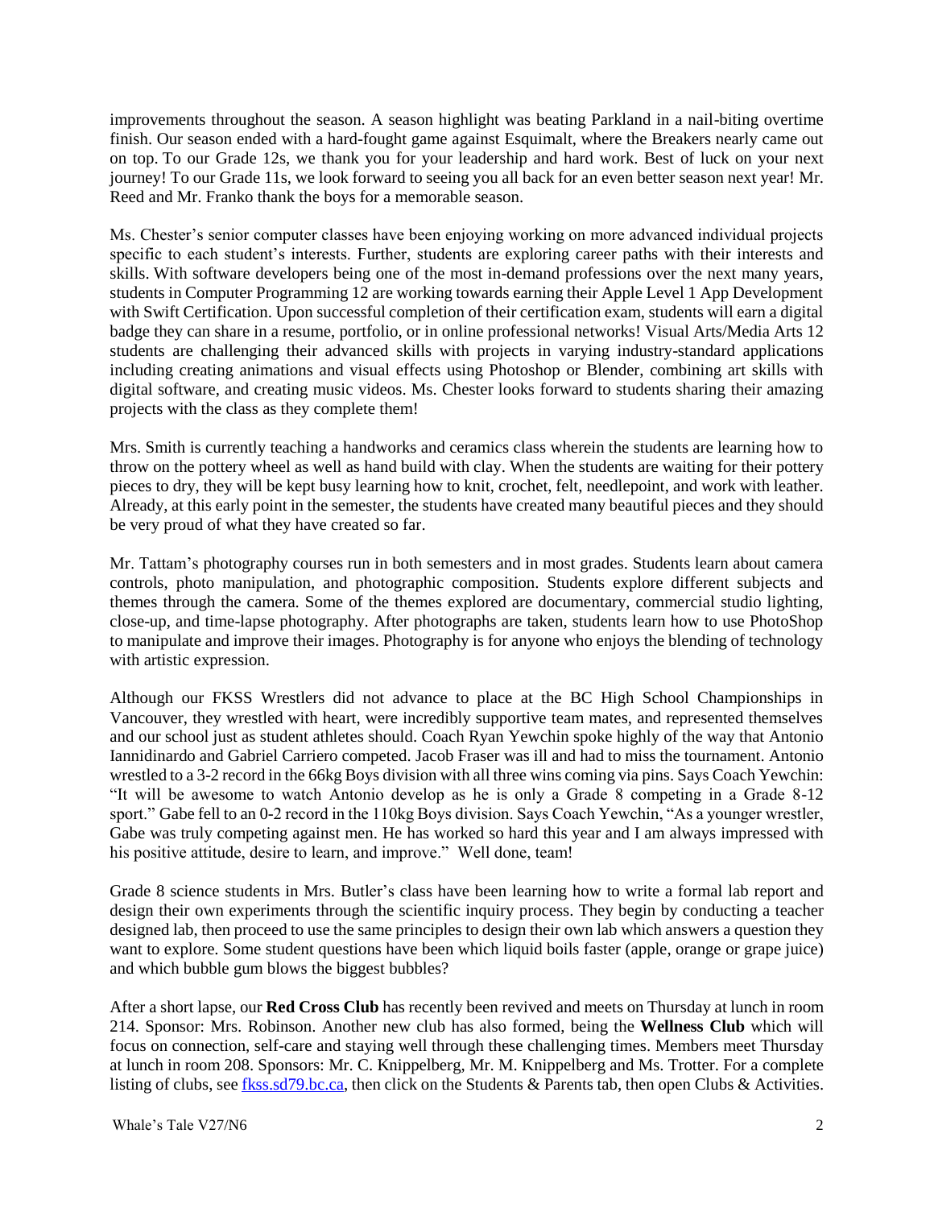improvements throughout the season. A season highlight was beating Parkland in a nail-biting overtime finish. Our season ended with a hard-fought game against Esquimalt, where the Breakers nearly came out on top. To our Grade 12s, we thank you for your leadership and hard work. Best of luck on your next journey! To our Grade 11s, we look forward to seeing you all back for an even better season next year! Mr. Reed and Mr. Franko thank the boys for a memorable season.

Ms. Chester's senior computer classes have been enjoying working on more advanced individual projects specific to each student's interests. Further, students are exploring career paths with their interests and skills. With software developers being one of the most in-demand professions over the next many years, students in Computer Programming 12 are working towards earning their Apple Level 1 App Development with Swift Certification. Upon successful completion of their certification exam, students will earn a digital badge they can share in a resume, portfolio, or in online professional networks! Visual Arts/Media Arts 12 students are challenging their advanced skills with projects in varying industry-standard applications including creating animations and visual effects using Photoshop or Blender, combining art skills with digital software, and creating music videos. Ms. Chester looks forward to students sharing their amazing projects with the class as they complete them!

Mrs. Smith is currently teaching a handworks and ceramics class wherein the students are learning how to throw on the pottery wheel as well as hand build with clay. When the students are waiting for their pottery pieces to dry, they will be kept busy learning how to knit, crochet, felt, needlepoint, and work with leather. Already, at this early point in the semester, the students have created many beautiful pieces and they should be very proud of what they have created so far.

Mr. Tattam's photography courses run in both semesters and in most grades. Students learn about camera controls, photo manipulation, and photographic composition. Students explore different subjects and themes through the camera. Some of the themes explored are documentary, commercial studio lighting, close-up, and time-lapse photography. After photographs are taken, students learn how to use PhotoShop to manipulate and improve their images. Photography is for anyone who enjoys the blending of technology with artistic expression.

Although our FKSS Wrestlers did not advance to place at the BC High School Championships in Vancouver, they wrestled with heart, were incredibly supportive team mates, and represented themselves and our school just as student athletes should. Coach Ryan Yewchin spoke highly of the way that Antonio Iannidinardo and Gabriel Carriero competed. Jacob Fraser was ill and had to miss the tournament. Antonio wrestled to a 3-2 record in the 66kg Boys division with all three wins coming via pins. Says Coach Yewchin: "It will be awesome to watch Antonio develop as he is only a Grade 8 competing in a Grade 8-12 sport." Gabe fell to an 0-2 record in the 110kg Boys division. Says Coach Yewchin, "As a younger wrestler, Gabe was truly competing against men. He has worked so hard this year and I am always impressed with his positive attitude, desire to learn, and improve." Well done, team!

Grade 8 science students in Mrs. Butler's class have been learning how to write a formal lab report and design their own experiments through the scientific inquiry process. They begin by conducting a teacher designed lab, then proceed to use the same principles to design their own lab which answers a question they want to explore. Some student questions have been which liquid boils faster (apple, orange or grape juice) and which bubble gum blows the biggest bubbles?

After a short lapse, our **Red Cross Club** has recently been revived and meets on Thursday at lunch in room 214. Sponsor: Mrs. Robinson. Another new club has also formed, being the **Wellness Club** which will focus on connection, self-care and staying well through these challenging times. Members meet Thursday at lunch in room 208. Sponsors: Mr. C. Knippelberg, Mr. M. Knippelberg and Ms. Trotter. For a complete listing of clubs, see [fkss.sd79.bc.ca](fkss.sd79.bc.ca), then click on the Students & Parents tab, then open Clubs & Activities.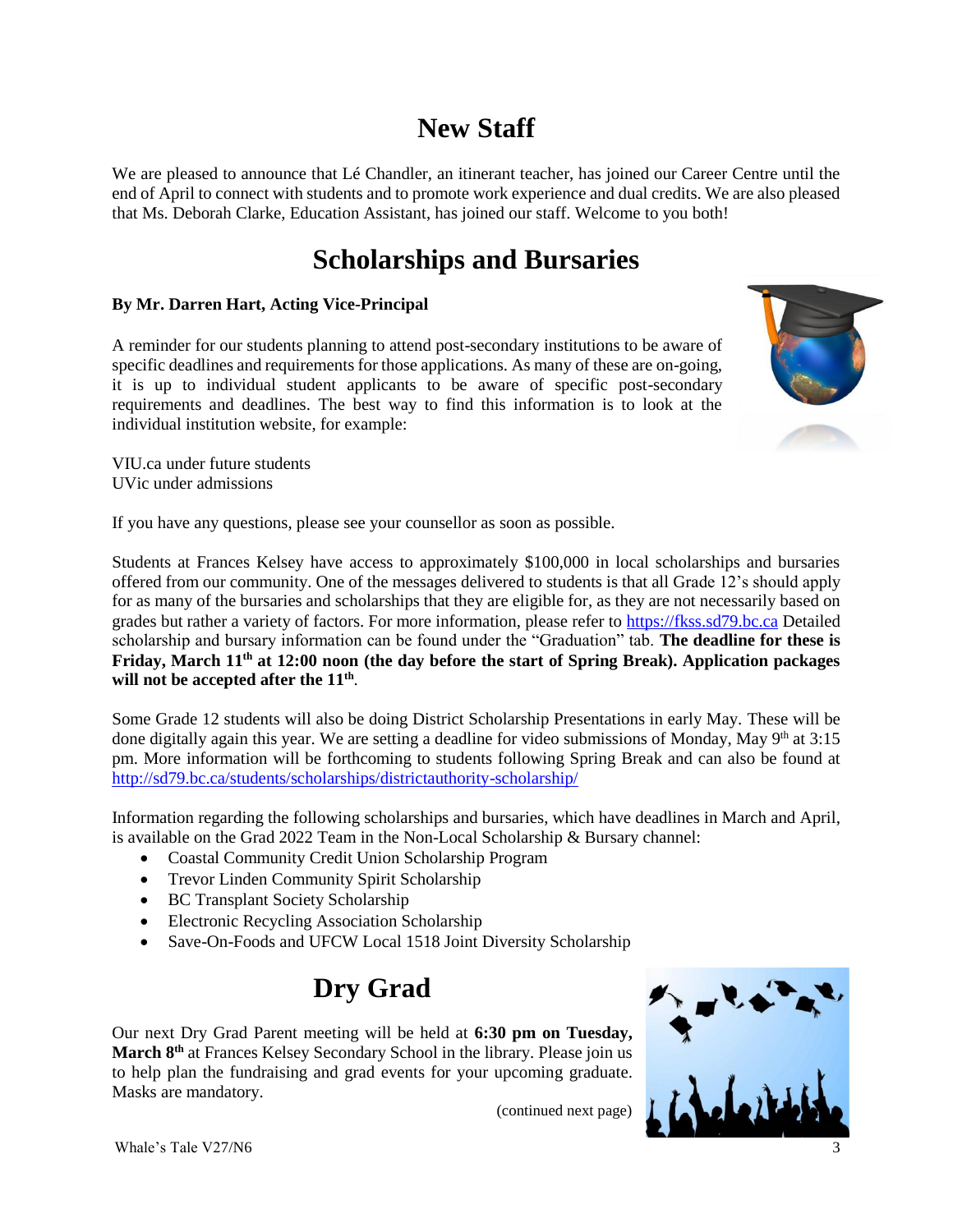# New Staff

We are pleased to announce that Lé Chandler, an itinerant teacher, has joined our Career Centre until the end of April to connect with students and to promote work experience and dual credits. We are also pleased that Ms. Deborah Clarke, Education Assistant, has joined our staff. Welcome to you both!

# Scholarships and Bursaries

**By Mr. Darren Hart, Acting Vice-Principal**

A reminder for our students planning to attend post-secondary institutions to be aware of specific deadlines and requirements for those applications. As many of these are on-going, it is up to individual student applicants to be aware of specific post-secondary requirements and deadlines. The best way to find this information is to look at the individual institution website, for example:

VIU.ca under future students
UVic under admissions

If you have any questions, please see your counsellor as soon as possible.

Students at Frances Kelsey have access to approximately $100,000 in local scholarships and bursaries offered from our community. One of the messages delivered to students is that all Grade 12's should apply for as many of the bursaries and scholarships that they are eligible for, as they are not necessarily based on grades but rather a variety of factors. For more information, please refer to https://fkss.sd79.bc.ca Detailed scholarship and bursary information can be found under the "Graduation" tab. **The deadline for these is Friday, March 11th at 12:00 noon (the day before the start of Spring Break). Application packages will not be accepted after the 11th**.

Some Grade 12 students will also be doing District Scholarship Presentations in early May. These will be done digitally again this year. We are setting a deadline for video submissions of Monday, May 9th at 3:15 pm. More information will be forthcoming to students following Spring Break and can also be found at http://sd79.bc.ca/students/scholarships/districtauthority-scholarship/

Information regarding the following scholarships and bursaries, which have deadlines in March and April, is available on the Grad 2022 Team in the Non-Local Scholarship & Bursary channel:

- Coastal Community Credit Union Scholarship Program
- Trevor Linden Community Spirit Scholarship
- BC Transplant Society Scholarship
- Electronic Recycling Association Scholarship
- Save-On-Foods and UFCW Local 1518 Joint Diversity Scholarship

# Dry Grad

Our next Dry Grad Parent meeting will be held at **6:30 pm on Tuesday, March 8th** at Frances Kelsey Secondary School in the library. Please join us to help plan the fundraising and grad events for your upcoming graduate. Masks are mandatory.

(continued next page)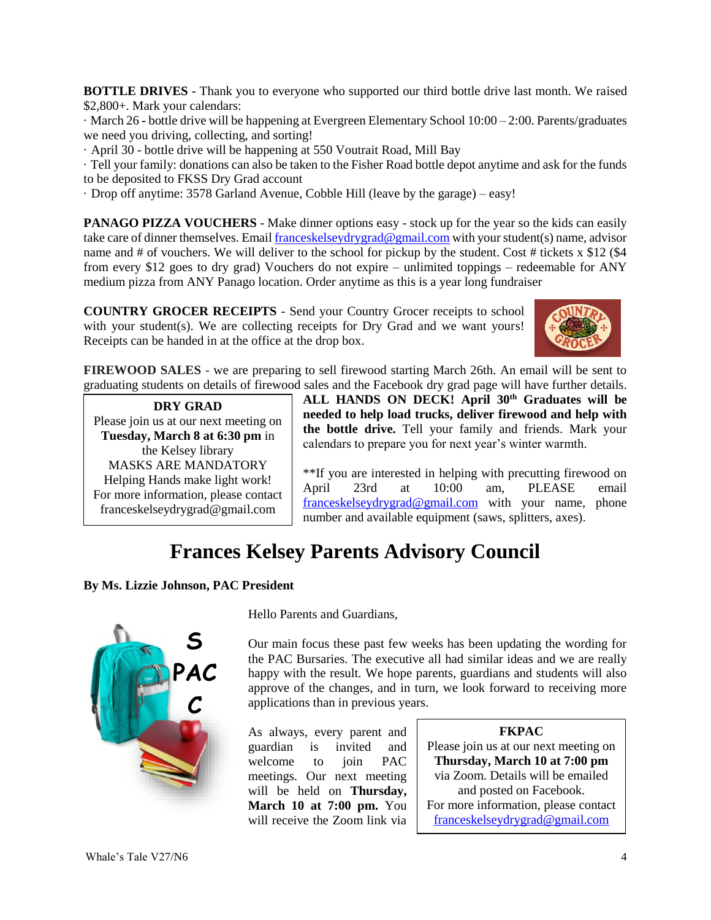**BOTTLE DRIVES** - Thank you to everyone who supported our third bottle drive last month. We raised $2,800+. Mark your calendars:

· March 26 - bottle drive will be happening at Evergreen Elementary School 10:00 – 2:00. Parents/graduates we need you driving, collecting, and sorting!

· April 30 - bottle drive will be happening at 550 Voutrait Road, Mill Bay

· Tell your family: donations can also be taken to the Fisher Road bottle depot anytime and ask for the funds to be deposited to FKSS Dry Grad account

· Drop off anytime: 3578 Garland Avenue, Cobble Hill (leave by the garage) – easy!

**PANAGO PIZZA VOUCHERS** - Make dinner options easy - stock up for the year so the kids can easily take care of dinner themselves. Email franceskelseydrygrad@gmail.com with your student(s) name, advisor name and # of vouchers. We will deliver to the school for pickup by the student. Cost # tickets x $12 ($4 from every $12 goes to dry grad) Vouchers do not expire – unlimited toppings – redeemable for ANY medium pizza from ANY Panago location. Order anytime as this is a year long fundraiser

**COUNTRY GROCER RECEIPTS** - Send your Country Grocer receipts to school with your student(s). We are collecting receipts for Dry Grad and we want yours! Receipts can be handed in at the office at the drop box.

**FIREWOOD SALES** - we are preparing to sell firewood starting March 26th. An email will be sent to graduating students on details of firewood sales and the Facebook dry grad page will have further details.

**ALL HANDS ON DECK! April 30th Graduates will be needed to help load trucks, deliver firewood and help with the bottle drive.** Tell your family and friends. Mark your calendars to prepare you for next year's winter warmth.

**If you are interested in helping with precutting firewood on April 23rd at 10:00 am, PLEASE email franceskelseydrygrad@gmail.com with your name, phone number and available equipment (saws, splitters, axes).

> **DRY GRAD**
> Please join us at our next meeting on **Tuesday, March 8 at 6:30 pm** in the Kelsey library
> MASKS ARE MANDATORY
> Helping Hands make light work!
> For more information, please contact franceskelseydrygrad@gmail.com

# Frances Kelsey Parents Advisory Council

**By Ms. Lizzie Johnson, PAC President**

Hello Parents and Guardians,

Our main focus these past few weeks has been updating the wording for the PAC Bursaries. The executive all had similar ideas and we are really happy with the result. We hope parents, guardians and students will also approve of the changes, and in turn, we look forward to receiving more applications than in previous years.

As always, every parent and guardian is invited and welcome to join PAC meetings. Our next meeting will be held on **Thursday, March 10 at 7:00 pm.** You will receive the Zoom link via

> **FKPAC**
> Please join us at our next meeting on **Thursday, March 10 at 7:00 pm** via Zoom. Details will be emailed and posted on Facebook.
> For more information, please contact franceskelseydrygrad@gmail.com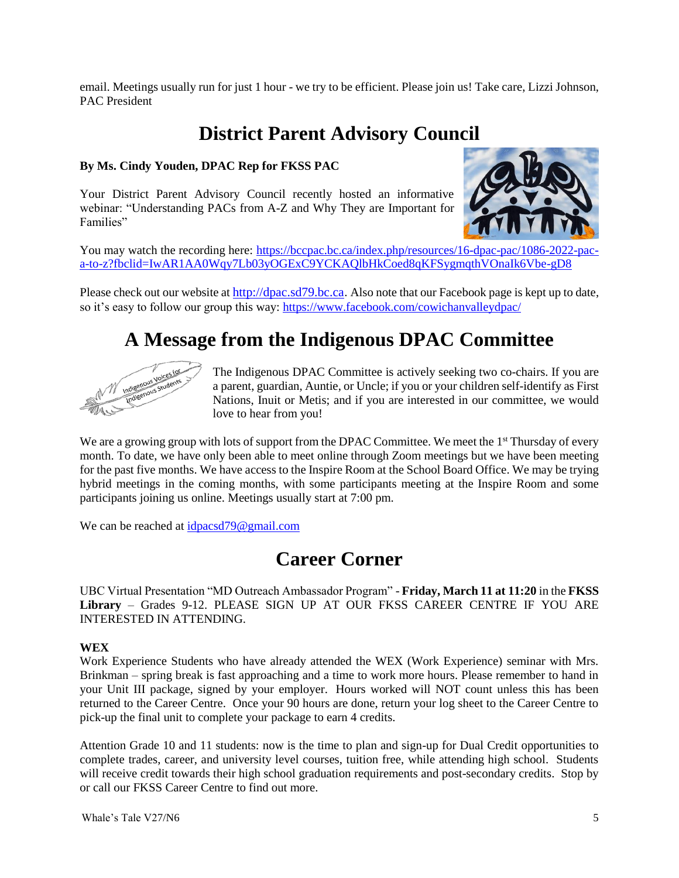email. Meetings usually run for just 1 hour - we try to be efficient. Please join us! Take care, Lizzi Johnson, PAC President

# District Parent Advisory Council

**By Ms. Cindy Youden, DPAC Rep for FKSS PAC**

Your District Parent Advisory Council recently hosted an informative webinar: "Understanding PACs from A-Z and Why They are Important for Families"

You may watch the recording here: https://bccpac.bc.ca/index.php/resources/16-dpac-pac/1086-2022-pac-a-to-z?fbclid=IwAR1AA0Wqy7Lb03yOGExC9YCKAQlbHkCoed8qKFSygmqthVOnaIk6Vbe-gD8

Please check out our website at http://dpac.sd79.bc.ca. Also note that our Facebook page is kept up to date, so it's easy to follow our group this way: https://www.facebook.com/cowichanvalleydpac/

# A Message from the Indigenous DPAC Committee

The Indigenous DPAC Committee is actively seeking two co-chairs. If you are a parent, guardian, Auntie, or Uncle; if you or your children self-identify as First Nations, Inuit or Metis; and if you are interested in our committee, we would love to hear from you!

We are a growing group with lots of support from the DPAC Committee. We meet the 1st Thursday of every month. To date, we have only been able to meet online through Zoom meetings but we have been meeting for the past five months. We have access to the Inspire Room at the School Board Office. We may be trying hybrid meetings in the coming months, with some participants meeting at the Inspire Room and some participants joining us online. Meetings usually start at 7:00 pm.

We can be reached at idpacsd79@gmail.com

# Career Corner

UBC Virtual Presentation "MD Outreach Ambassador Program" - **Friday, March 11 at 11:20** in the **FKSS Library** – Grades 9-12. PLEASE SIGN UP AT OUR FKSS CAREER CENTRE IF YOU ARE INTERESTED IN ATTENDING.

**WEX**

Work Experience Students who have already attended the WEX (Work Experience) seminar with Mrs. Brinkman – spring break is fast approaching and a time to work more hours. Please remember to hand in your Unit III package, signed by your employer. Hours worked will NOT count unless this has been returned to the Career Centre. Once your 90 hours are done, return your log sheet to the Career Centre to pick-up the final unit to complete your package to earn 4 credits.

Attention Grade 10 and 11 students: now is the time to plan and sign-up for Dual Credit opportunities to complete trades, career, and university level courses, tuition free, while attending high school. Students will receive credit towards their high school graduation requirements and post-secondary credits. Stop by or call our FKSS Career Centre to find out more.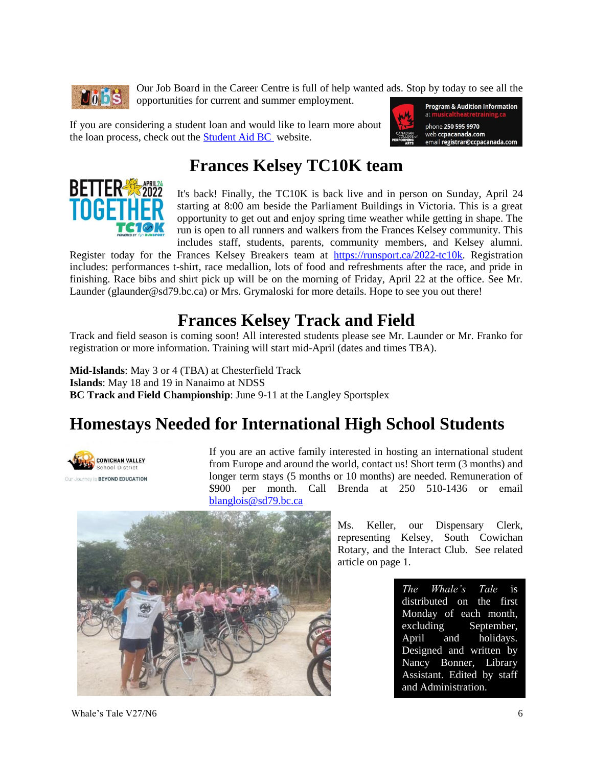Our Job Board in the Career Centre is full of help wanted ads. Stop by today to see all the opportunities for current and summer employment.

If you are considering a student loan and would like to learn more about the loan process, check out the Student Aid BC website.

Program & Audition Information at musicaltheatretraining.ca
phone 250 595 9970
web ccpacanada.com
email registrar@ccpacanada.com

# Frances Kelsey TC10K team

It's back! Finally, the TC10K is back live and in person on Sunday, April 24 starting at 8:00 am beside the Parliament Buildings in Victoria. This is a great opportunity to get out and enjoy spring time weather while getting in shape. The run is open to all runners and walkers from the Frances Kelsey community. This includes staff, students, parents, community members, and Kelsey alumni. Register today for the Frances Kelsey Breakers team at https://runsport.ca/2022-tc10k. Registration includes: performances t-shirt, race medallion, lots of food and refreshments after the race, and pride in finishing. Race bibs and shirt pick up will be on the morning of Friday, April 22 at the office. See Mr. Launder (glaunder@sd79.bc.ca) or Mrs. Grymaloski for more details. Hope to see you out there!

# Frances Kelsey Track and Field

Track and field season is coming soon! All interested students please see Mr. Launder or Mr. Franko for registration or more information. Training will start mid-April (dates and times TBA).

**Mid-Islands**: May 3 or 4 (TBA) at Chesterfield Track
**Islands**: May 18 and 19 in Nanaimo at NDSS
**BC Track and Field Championship**: June 9-11 at the Langley Sportsplex

# Homestays Needed for International High School Students

If you are an active family interested in hosting an international student from Europe and around the world, contact us! Short term (3 months) and longer term stays (5 months or 10 months) are needed. Remuneration of $900 per month. Call Brenda at 250 510-1436 or email blanglois@sd79.bc.ca

Ms. Keller, our Dispensary Clerk, representing Kelsey, South Cowichan Rotary, and the Interact Club. See related article on page 1.

*The Whale's Tale* is distributed on the first Monday of each month, excluding September, April and holidays. Designed and written by Nancy Bonner, Library Assistant. Edited by staff and Administration.